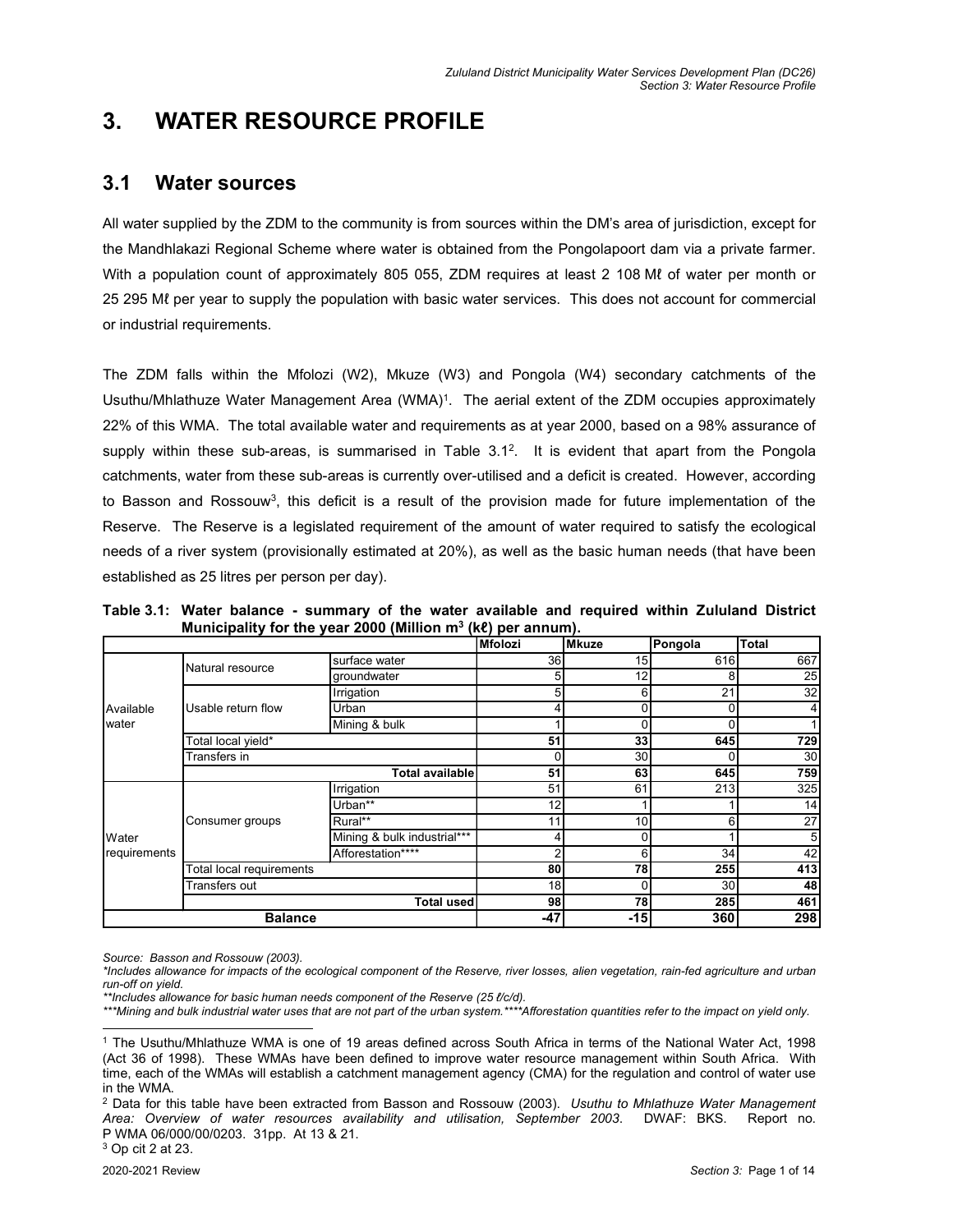# 3. WATER RESOURCE PROFILE

## 3.1 Water sources

All water supplied by the ZDM to the community is from sources within the DM's area of jurisdiction, except for the Mandhlakazi Regional Scheme where water is obtained from the Pongolapoort dam via a private farmer. With a population count of approximately 805 055, ZDM requires at least 2 108 Mℓ of water per month or 25 295 Mℓ per year to supply the population with basic water services. This does not account for commercial or industrial requirements.

The ZDM falls within the Mfolozi (W2), Mkuze (W3) and Pongola (W4) secondary catchments of the Usuthu/Mhlathuze Water Management Area (WMA)[1]. The aerial extent of the ZDM occupies approximately 22% of this WMA. The total available water and requirements as at year 2000, based on a 98% assurance of supply within these sub-areas, is summarised in Table 3.1[2]. It is evident that apart from the Pongola catchments, water from these sub-areas is currently over-utilised and a deficit is created. However, according to Basson and Rossouw[3], this deficit is a result of the provision made for future implementation of the Reserve. The Reserve is a legislated requirement of the amount of water required to satisfy the ecological needs of a river system (provisionally estimated at 20%), as well as the basic human needs (that have been established as 25 litres per person per day).

**Table 3.1: Water balance - summary of the water available and required within Zululand District Municipality for the year 2000 (Million $m^3$ (kℓ) per annum).**

| | | | Mfolozi | Mkuze | Pongola | Total |
|---|---|---|---|---|---|---|
| Available water | Natural resource | surface water | 36 | 15 | 616 | 667 |
| | | groundwater | 5 | 12 | 8 | 25 |
| | Usable return flow | Irrigation | 5 | 6 | 21 | 32 |
| | | Urban | 4 | 0 | 0 | 4 |
| | | Mining & bulk | 1 | 0 | 0 | 1 |
| | Total local yield* | | **51** | **33** | **645** | **729** |
| | Transfers in | | 0 | 30 | 0 | 30 |
| | | **Total available** | **51** | **63** | **645** | **759** |
| Water requirements | Consumer groups | Irrigation | 51 | 61 | 213 | 325 |
| | | Urban** | 12 | 1 | 1 | 14 |
| | | Rural** | 11 | 10 | 6 | 27 |
| | | Mining & bulk industrial*** | 4 | 0 | 1 | 5 |
| | | Afforestation**** | 2 | 6 | 34 | 42 |
| | Total local requirements | | **80** | **78** | **255** | **413** |
| | Transfers out | | 18 | 0 | 30 | **48** |
| | | **Total used** | **98** | **78** | **285** | **461** |
| **Balance** | | | **-47** | **-15** | **360** | **298** |

*Source: Basson and Rossouw (2003).*

*\*Includes allowance for impacts of the ecological component of the Reserve, river losses, alien vegetation, rain-fed agriculture and urban run-off on yield.*

*\*\*Includes allowance for basic human needs component of the Reserve (25 ℓ/c/d).*

*\*\*\*Mining and bulk industrial water uses that are not part of the urban system.\*\*\*\*Afforestation quantities refer to the impact on yield only.*

---

[1] The Usuthu/Mhlathuze WMA is one of 19 areas defined across South Africa in terms of the National Water Act, 1998 (Act 36 of 1998). These WMAs have been defined to improve water resource management within South Africa. With time, each of the WMAs will establish a catchment management agency (CMA) for the regulation and control of water use in the WMA.

[2] Data for this table have been extracted from Basson and Rossouw (2003). *Usuthu to Mhlathuze Water Management Area: Overview of water resources availability and utilisation, September 2003*. DWAF: BKS. Report no. P WMA 06/000/00/0203. 31pp. At 13 & 21.

[3] Op cit 2 at 23.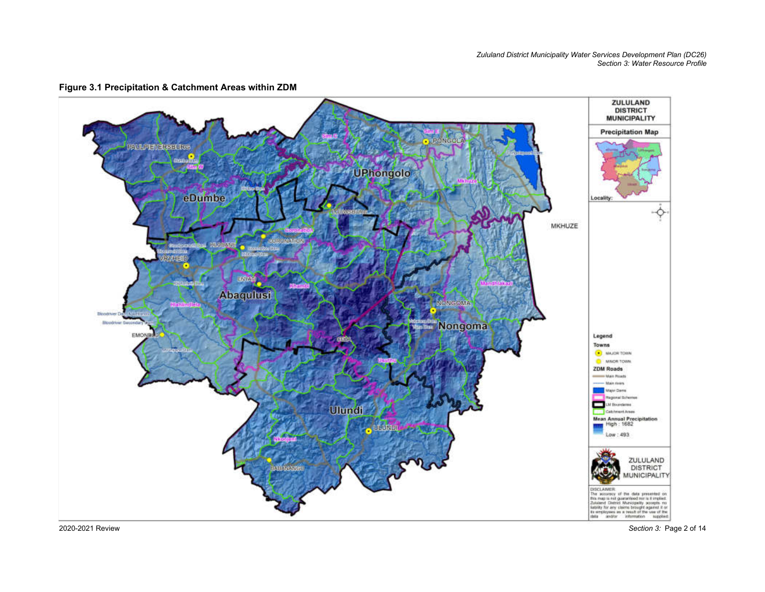**Figure 3.1 Precipitation & Catchment Areas within ZDM**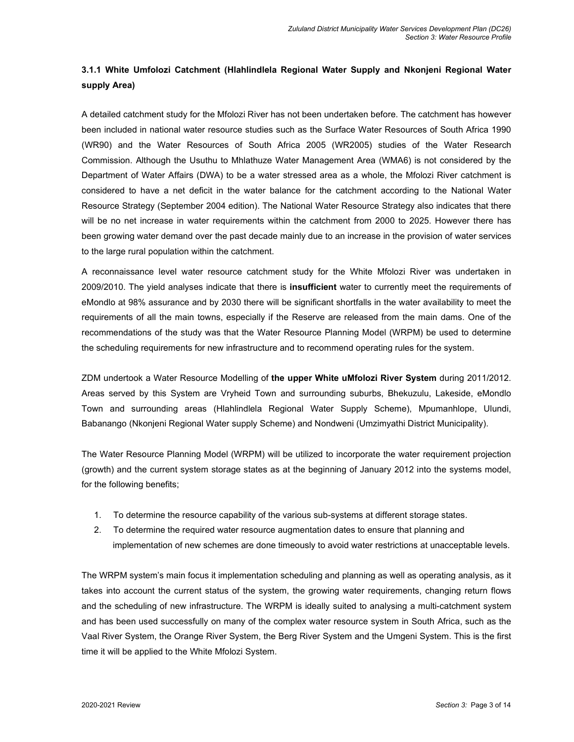### 3.1.1 White Umfolozi Catchment (Hlahlindlela Regional Water Supply and Nkonjeni Regional Water supply Area)

A detailed catchment study for the Mfolozi River has not been undertaken before. The catchment has however been included in national water resource studies such as the Surface Water Resources of South Africa 1990 (WR90) and the Water Resources of South Africa 2005 (WR2005) studies of the Water Research Commission. Although the Usuthu to Mhlathuze Water Management Area (WMA6) is not considered by the Department of Water Affairs (DWA) to be a water stressed area as a whole, the Mfolozi River catchment is considered to have a net deficit in the water balance for the catchment according to the National Water Resource Strategy (September 2004 edition). The National Water Resource Strategy also indicates that there will be no net increase in water requirements within the catchment from 2000 to 2025. However there has been growing water demand over the past decade mainly due to an increase in the provision of water services to the large rural population within the catchment.

A reconnaissance level water resource catchment study for the White Mfolozi River was undertaken in 2009/2010. The yield analyses indicate that there is **insufficient** water to currently meet the requirements of eMondlo at 98% assurance and by 2030 there will be significant shortfalls in the water availability to meet the requirements of all the main towns, especially if the Reserve are released from the main dams. One of the recommendations of the study was that the Water Resource Planning Model (WRPM) be used to determine the scheduling requirements for new infrastructure and to recommend operating rules for the system.

ZDM undertook a Water Resource Modelling of **the upper White uMfolozi River System** during 2011/2012. Areas served by this System are Vryheid Town and surrounding suburbs, Bhekuzulu, Lakeside, eMondlo Town and surrounding areas (Hlahlindlela Regional Water Supply Scheme), Mpumanhlope, Ulundi, Babanango (Nkonjeni Regional Water supply Scheme) and Nondweni (Umzimyathi District Municipality).

The Water Resource Planning Model (WRPM) will be utilized to incorporate the water requirement projection (growth) and the current system storage states as at the beginning of January 2012 into the systems model, for the following benefits;

1. To determine the resource capability of the various sub-systems at different storage states.
2. To determine the required water resource augmentation dates to ensure that planning and implementation of new schemes are done timeously to avoid water restrictions at unacceptable levels.

The WRPM system's main focus it implementation scheduling and planning as well as operating analysis, as it takes into account the current status of the system, the growing water requirements, changing return flows and the scheduling of new infrastructure. The WRPM is ideally suited to analysing a multi-catchment system and has been used successfully on many of the complex water resource system in South Africa, such as the Vaal River System, the Orange River System, the Berg River System and the Umgeni System. This is the first time it will be applied to the White Mfolozi System.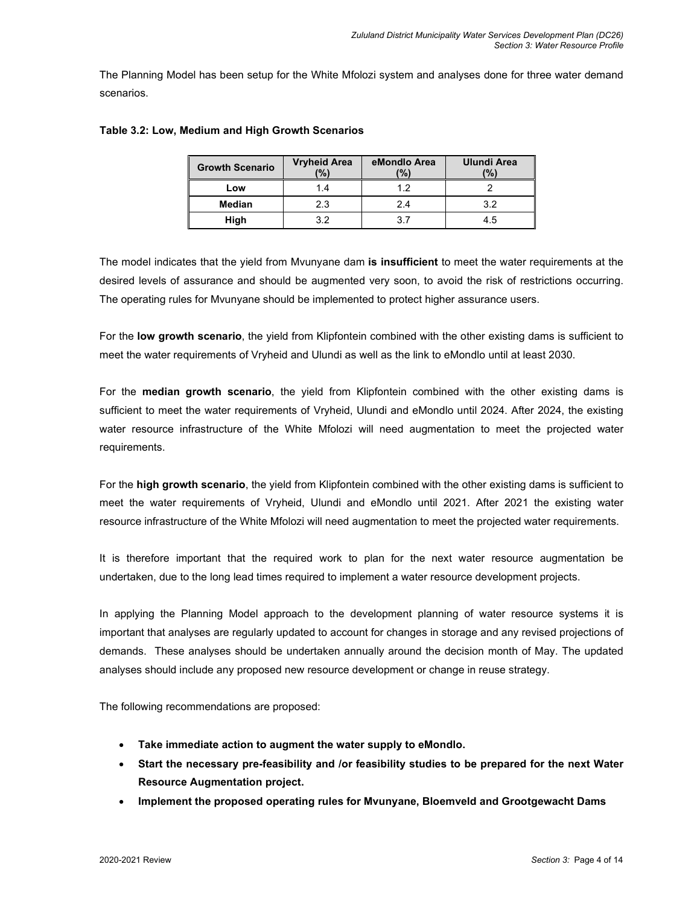The Planning Model has been setup for the White Mfolozi system and analyses done for three water demand scenarios.

**Table 3.2: Low, Medium and High Growth Scenarios**

| Growth Scenario | Vryheid Area (%) | eMondlo Area (%) | Ulundi Area (%) |
|---|---|---|---|
| **Low** | 1.4 | 1.2 | 2 |
| **Median** | 2.3 | 2.4 | 3.2 |
| **High** | 3.2 | 3.7 | 4.5 |

The model indicates that the yield from Mvunyane dam **is insufficient** to meet the water requirements at the desired levels of assurance and should be augmented very soon, to avoid the risk of restrictions occurring. The operating rules for Mvunyane should be implemented to protect higher assurance users.

For the **low growth scenario**, the yield from Klipfontein combined with the other existing dams is sufficient to meet the water requirements of Vryheid and Ulundi as well as the link to eMondlo until at least 2030.

For the **median growth scenario**, the yield from Klipfontein combined with the other existing dams is sufficient to meet the water requirements of Vryheid, Ulundi and eMondlo until 2024. After 2024, the existing water resource infrastructure of the White Mfolozi will need augmentation to meet the projected water requirements.

For the **high growth scenario**, the yield from Klipfontein combined with the other existing dams is sufficient to meet the water requirements of Vryheid, Ulundi and eMondlo until 2021. After 2021 the existing water resource infrastructure of the White Mfolozi will need augmentation to meet the projected water requirements.

It is therefore important that the required work to plan for the next water resource augmentation be undertaken, due to the long lead times required to implement a water resource development projects.

In applying the Planning Model approach to the development planning of water resource systems it is important that analyses are regularly updated to account for changes in storage and any revised projections of demands. These analyses should be undertaken annually around the decision month of May. The updated analyses should include any proposed new resource development or change in reuse strategy.

The following recommendations are proposed:

- **Take immediate action to augment the water supply to eMondlo.**
- **Start the necessary pre-feasibility and /or feasibility studies to be prepared for the next Water Resource Augmentation project.**
- **Implement the proposed operating rules for Mvunyane, Bloemveld and Grootgewacht Dams**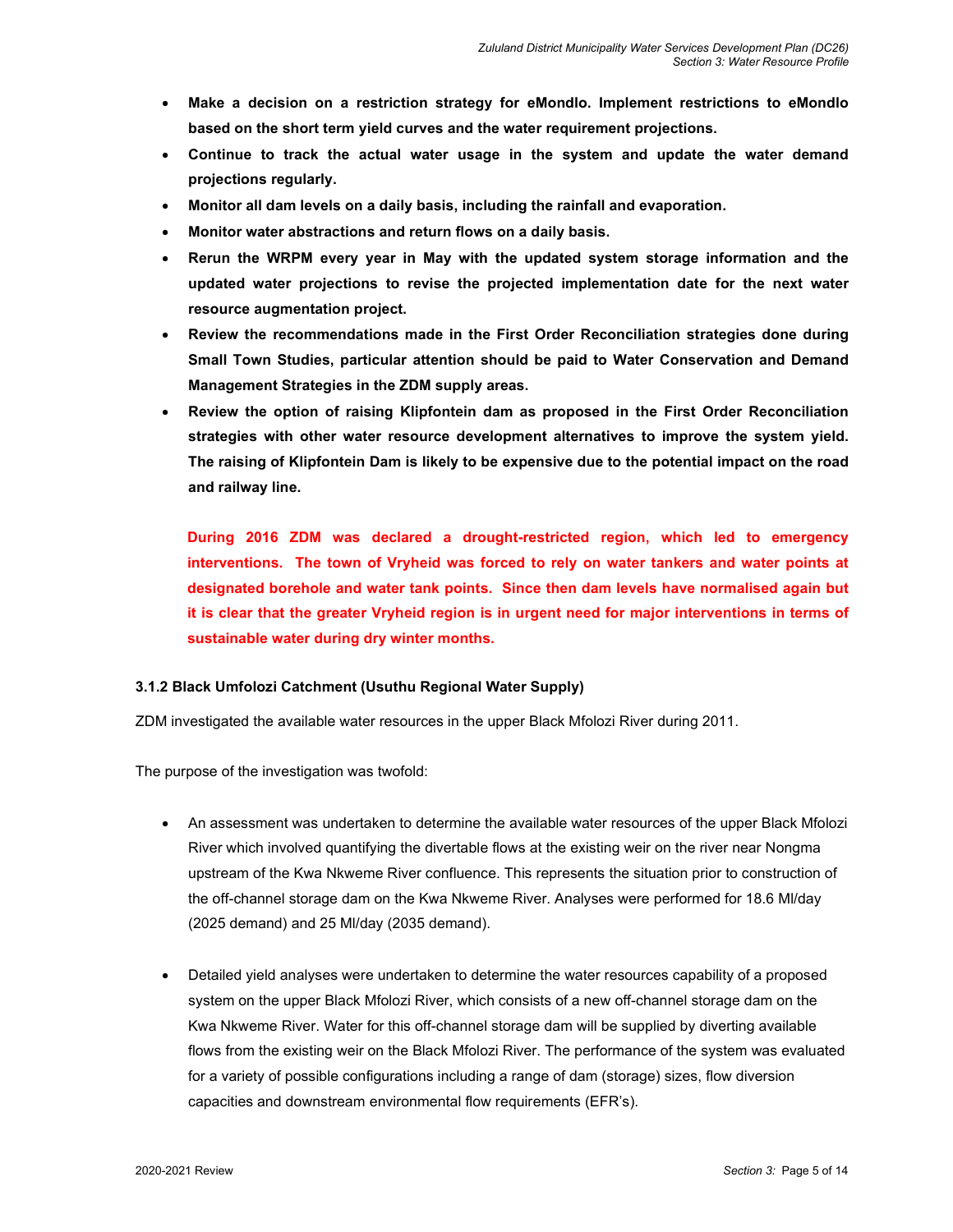- **Make a decision on a restriction strategy for eMondlo. Implement restrictions to eMondlo based on the short term yield curves and the water requirement projections.**
- **Continue to track the actual water usage in the system and update the water demand projections regularly.**
- **Monitor all dam levels on a daily basis, including the rainfall and evaporation.**
- **Monitor water abstractions and return flows on a daily basis.**
- **Rerun the WRPM every year in May with the updated system storage information and the updated water projections to revise the projected implementation date for the next water resource augmentation project.**
- **Review the recommendations made in the First Order Reconciliation strategies done during Small Town Studies, particular attention should be paid to Water Conservation and Demand Management Strategies in the ZDM supply areas.**
- **Review the option of raising Klipfontein dam as proposed in the First Order Reconciliation strategies with other water resource development alternatives to improve the system yield. The raising of Klipfontein Dam is likely to be expensive due to the potential impact on the road and railway line.**

**During 2016 ZDM was declared a drought-restricted region, which led to emergency interventions. The town of Vryheid was forced to rely on water tankers and water points at designated borehole and water tank points. Since then dam levels have normalised again but it is clear that the greater Vryheid region is in urgent need for major interventions in terms of sustainable water during dry winter months.**

### 3.1.2 Black Umfolozi Catchment (Usuthu Regional Water Supply)

ZDM investigated the available water resources in the upper Black Mfolozi River during 2011.

The purpose of the investigation was twofold:

- An assessment was undertaken to determine the available water resources of the upper Black Mfolozi River which involved quantifying the divertable flows at the existing weir on the river near Nongma upstream of the Kwa Nkweme River confluence. This represents the situation prior to construction of the off-channel storage dam on the Kwa Nkweme River. Analyses were performed for 18.6 Ml/day (2025 demand) and 25 Ml/day (2035 demand).

- Detailed yield analyses were undertaken to determine the water resources capability of a proposed system on the upper Black Mfolozi River, which consists of a new off-channel storage dam on the Kwa Nkweme River. Water for this off-channel storage dam will be supplied by diverting available flows from the existing weir on the Black Mfolozi River. The performance of the system was evaluated for a variety of possible configurations including a range of dam (storage) sizes, flow diversion capacities and downstream environmental flow requirements (EFR's).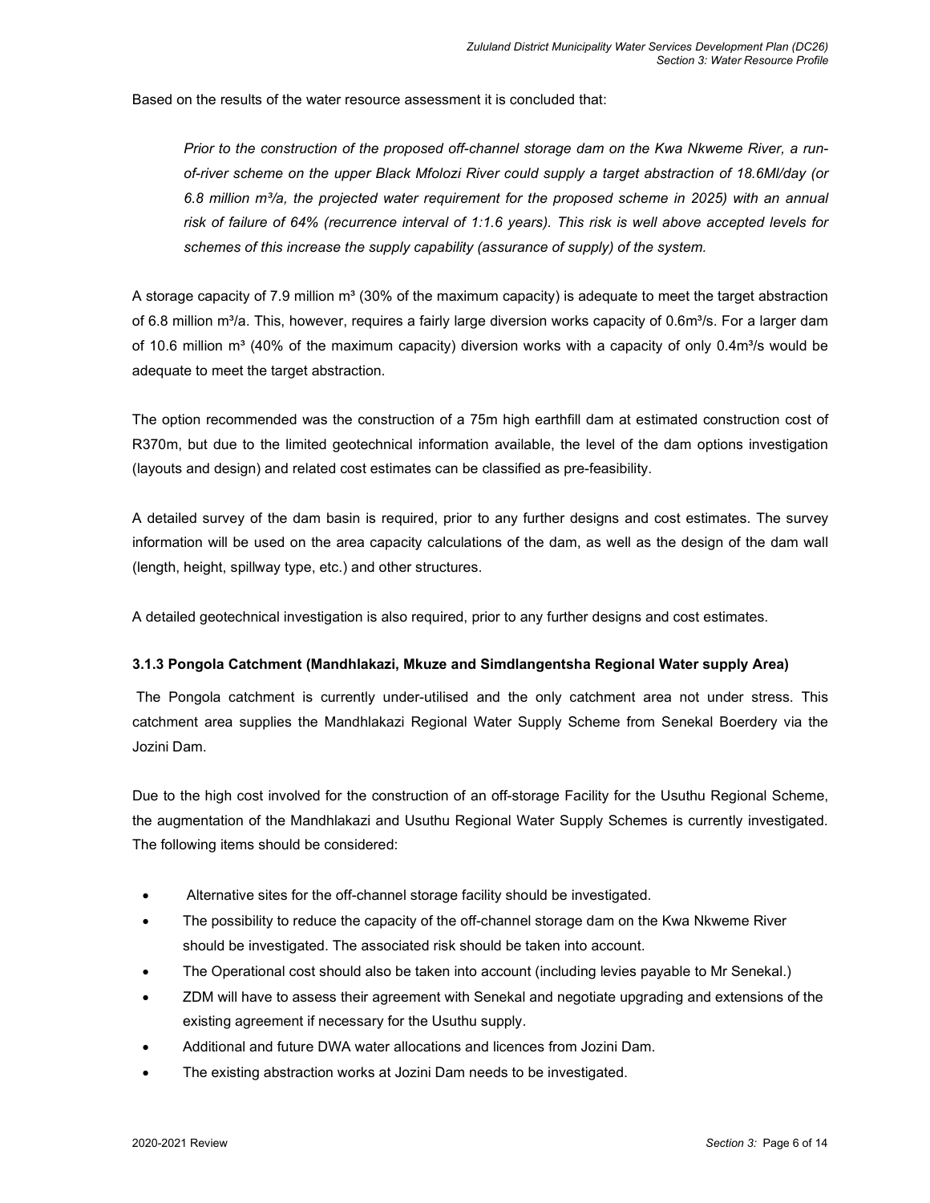Based on the results of the water resource assessment it is concluded that:

> *Prior to the construction of the proposed off-channel storage dam on the Kwa Nkweme River, a run-of-river scheme on the upper Black Mfolozi River could supply a target abstraction of 18.6Ml/day (or 6.8 million m³/a, the projected water requirement for the proposed scheme in 2025) with an annual risk of failure of 64% (recurrence interval of 1:1.6 years). This risk is well above accepted levels for schemes of this increase the supply capability (assurance of supply) of the system.*

A storage capacity of 7.9 million m³ (30% of the maximum capacity) is adequate to meet the target abstraction of 6.8 million m³/a. This, however, requires a fairly large diversion works capacity of 0.6m³/s. For a larger dam of 10.6 million m³ (40% of the maximum capacity) diversion works with a capacity of only 0.4m³/s would be adequate to meet the target abstraction.

The option recommended was the construction of a 75m high earthfill dam at estimated construction cost of R370m, but due to the limited geotechnical information available, the level of the dam options investigation (layouts and design) and related cost estimates can be classified as pre-feasibility.

A detailed survey of the dam basin is required, prior to any further designs and cost estimates. The survey information will be used on the area capacity calculations of the dam, as well as the design of the dam wall (length, height, spillway type, etc.) and other structures.

A detailed geotechnical investigation is also required, prior to any further designs and cost estimates.

### 3.1.3 Pongola Catchment (Mandhlakazi, Mkuze and Simdlangentsha Regional Water supply Area)

The Pongola catchment is currently under-utilised and the only catchment area not under stress. This catchment area supplies the Mandhlakazi Regional Water Supply Scheme from Senekal Boerdery via the Jozini Dam.

Due to the high cost involved for the construction of an off-storage Facility for the Usuthu Regional Scheme, the augmentation of the Mandhlakazi and Usuthu Regional Water Supply Schemes is currently investigated. The following items should be considered:

- Alternative sites for the off-channel storage facility should be investigated.
- The possibility to reduce the capacity of the off-channel storage dam on the Kwa Nkweme River should be investigated. The associated risk should be taken into account.
- The Operational cost should also be taken into account (including levies payable to Mr Senekal.)
- ZDM will have to assess their agreement with Senekal and negotiate upgrading and extensions of the existing agreement if necessary for the Usuthu supply.
- Additional and future DWA water allocations and licences from Jozini Dam.
- The existing abstraction works at Jozini Dam needs to be investigated.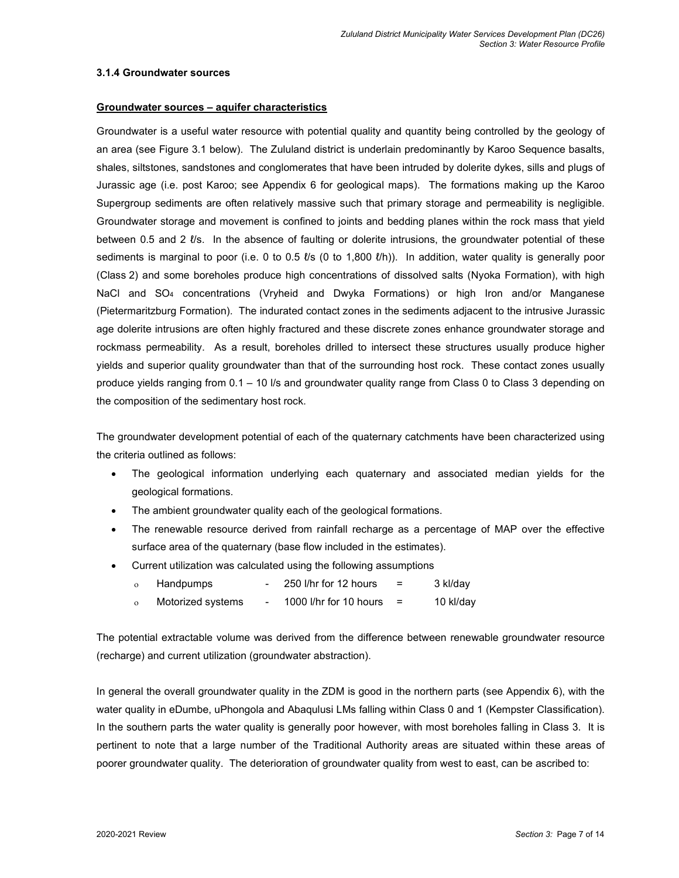### 3.1.4 Groundwater sources

**Groundwater sources – aquifer characteristics**

Groundwater is a useful water resource with potential quality and quantity being controlled by the geology of an area (see Figure 3.1 below). The Zululand district is underlain predominantly by Karoo Sequence basalts, shales, siltstones, sandstones and conglomerates that have been intruded by dolerite dykes, sills and plugs of Jurassic age (i.e. post Karoo; see Appendix 6 for geological maps). The formations making up the Karoo Supergroup sediments are often relatively massive such that primary storage and permeability is negligible. Groundwater storage and movement is confined to joints and bedding planes within the rock mass that yield between 0.5 and 2 ℓ/s. In the absence of faulting or dolerite intrusions, the groundwater potential of these sediments is marginal to poor (i.e. 0 to 0.5 ℓ/s (0 to 1,800 ℓ/h)). In addition, water quality is generally poor (Class 2) and some boreholes produce high concentrations of dissolved salts (Nyoka Formation), with high NaCl and $SO_4$ concentrations (Vryheid and Dwyka Formations) or high Iron and/or Manganese (Pietermaritzburg Formation). The indurated contact zones in the sediments adjacent to the intrusive Jurassic age dolerite intrusions are often highly fractured and these discrete zones enhance groundwater storage and rockmass permeability. As a result, boreholes drilled to intersect these structures usually produce higher yields and superior quality groundwater than that of the surrounding host rock. These contact zones usually produce yields ranging from 0.1 – 10 l/s and groundwater quality range from Class 0 to Class 3 depending on the composition of the sedimentary host rock.

The groundwater development potential of each of the quaternary catchments have been characterized using the criteria outlined as follows:

- The geological information underlying each quaternary and associated median yields for the geological formations.
- The ambient groundwater quality each of the geological formations.
- The renewable resource derived from rainfall recharge as a percentage of MAP over the effective surface area of the quaternary (base flow included in the estimates).
- Current utilization was calculated using the following assumptions
  - Handpumps - 250 l/hr for 12 hours = 3 kl/day
  - Motorized systems - 1000 l/hr for 10 hours = 10 kl/day

The potential extractable volume was derived from the difference between renewable groundwater resource (recharge) and current utilization (groundwater abstraction).

In general the overall groundwater quality in the ZDM is good in the northern parts (see Appendix 6), with the water quality in eDumbe, uPhongola and Abaqulusi LMs falling within Class 0 and 1 (Kempster Classification). In the southern parts the water quality is generally poor however, with most boreholes falling in Class 3. It is pertinent to note that a large number of the Traditional Authority areas are situated within these areas of poorer groundwater quality. The deterioration of groundwater quality from west to east, can be ascribed to: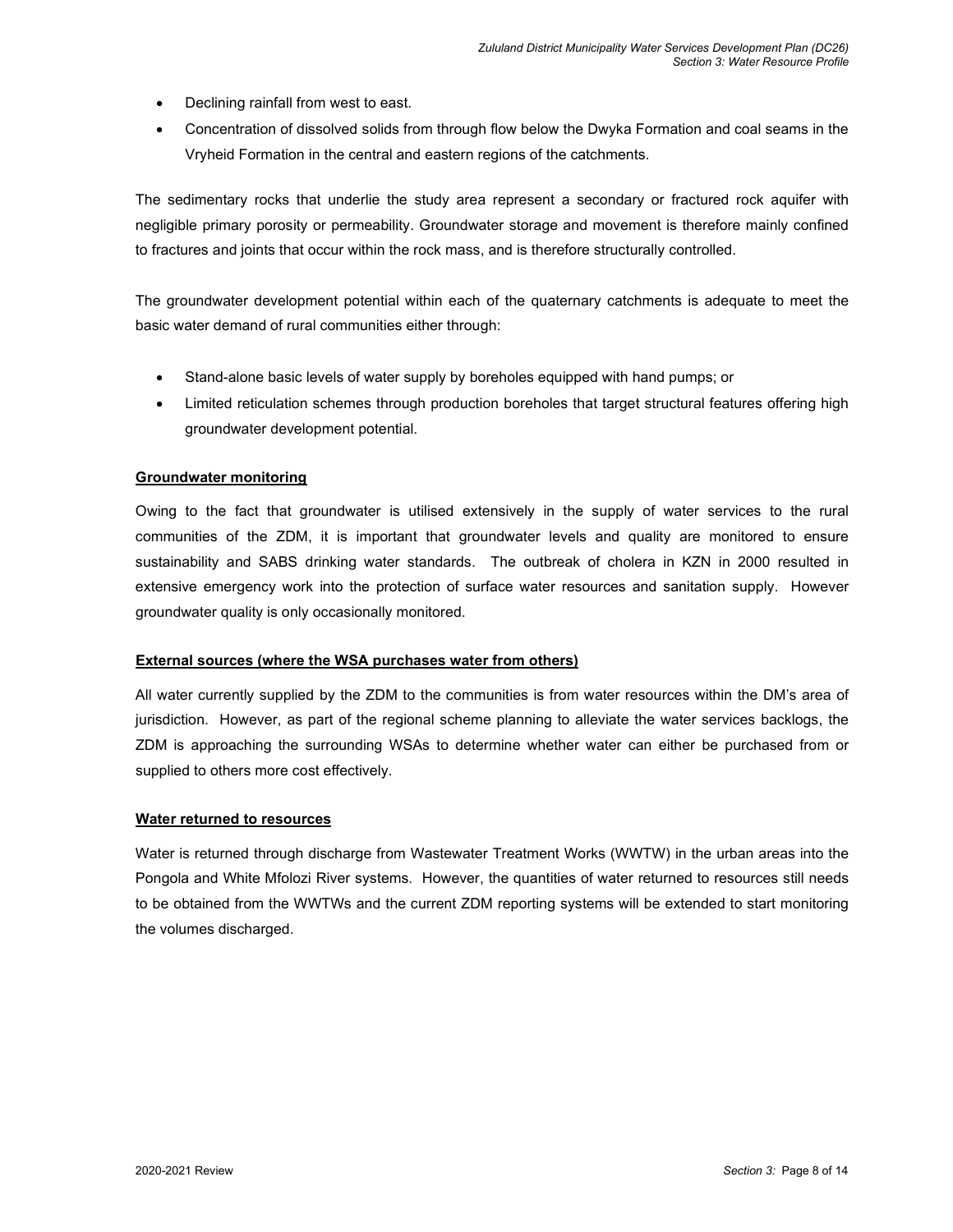- Declining rainfall from west to east.
- Concentration of dissolved solids from through flow below the Dwyka Formation and coal seams in the Vryheid Formation in the central and eastern regions of the catchments.

The sedimentary rocks that underlie the study area represent a secondary or fractured rock aquifer with negligible primary porosity or permeability. Groundwater storage and movement is therefore mainly confined to fractures and joints that occur within the rock mass, and is therefore structurally controlled.

The groundwater development potential within each of the quaternary catchments is adequate to meet the basic water demand of rural communities either through:

- Stand-alone basic levels of water supply by boreholes equipped with hand pumps; or
- Limited reticulation schemes through production boreholes that target structural features offering high groundwater development potential.

**Groundwater monitoring**

Owing to the fact that groundwater is utilised extensively in the supply of water services to the rural communities of the ZDM, it is important that groundwater levels and quality are monitored to ensure sustainability and SABS drinking water standards. The outbreak of cholera in KZN in 2000 resulted in extensive emergency work into the protection of surface water resources and sanitation supply. However groundwater quality is only occasionally monitored.

**External sources (where the WSA purchases water from others)**

All water currently supplied by the ZDM to the communities is from water resources within the DM's area of jurisdiction. However, as part of the regional scheme planning to alleviate the water services backlogs, the ZDM is approaching the surrounding WSAs to determine whether water can either be purchased from or supplied to others more cost effectively.

**Water returned to resources**

Water is returned through discharge from Wastewater Treatment Works (WWTW) in the urban areas into the Pongola and White Mfolozi River systems. However, the quantities of water returned to resources still needs to be obtained from the WWTWs and the current ZDM reporting systems will be extended to start monitoring the volumes discharged.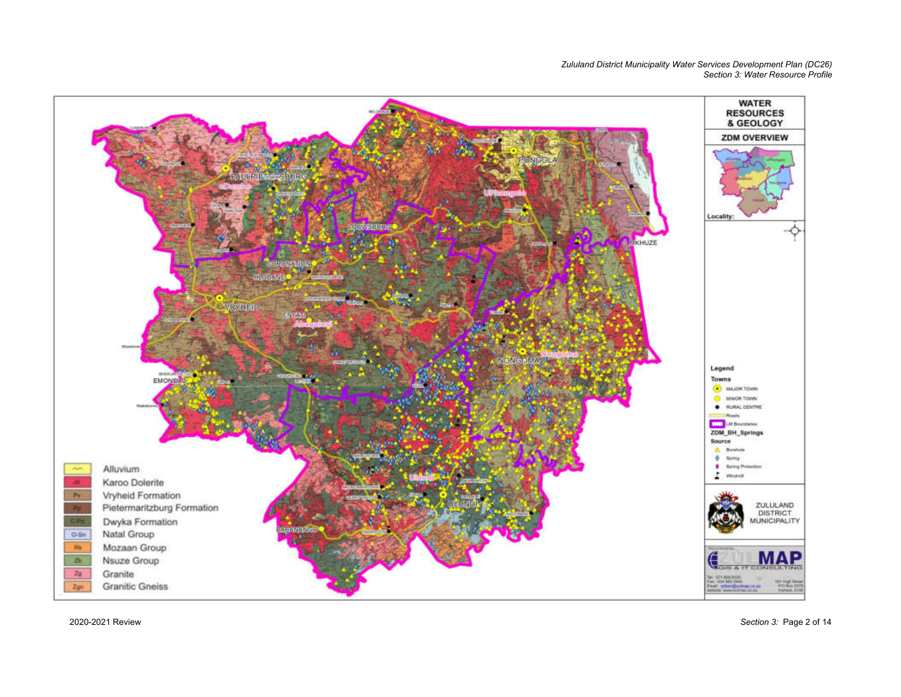**WATER RESOURCES & GEOLOGY**

**ZDM OVERVIEW**

Locality:

**Legend**

**Towns**

- MAJOR TOWN
- MINOR TOWN
- RURAL CENTRE

Roads

LM Boundaries

**ZDM_BH_Springs**

**Source**

- Borehole
- Spring
- Spring Protection
- Windmill

| Symbol | Geology |
|---|---|
| ~~ | Alluvium |
| Jd | Karoo Dolerite |
| Pv | Vryheid Formation |
| Pp | Pietermaritzburg Formation |
| C-Pd | Dwyka Formation |
| O-Sn | Natal Group |
| Rk | Mozaan Group |
| Zb | Nsuze Group |
| Zg | Granite |
| Zgn | Granitic Gneiss |

PAULPIETERSBURG, LOUWSBURG, PONGOLA, CORONATION, HLOBANE, VRYHEID, ENYATI, MKHUZE, NONGOMA, EMONDLO, ULUNDI, BABANANGO

eDumbe, UPhongolo, Abaqulusi, Nongoma, Ulundi

ZULULAND DISTRICT MUNICIPALITY

ZULUMAP GIS & IT CONSULTING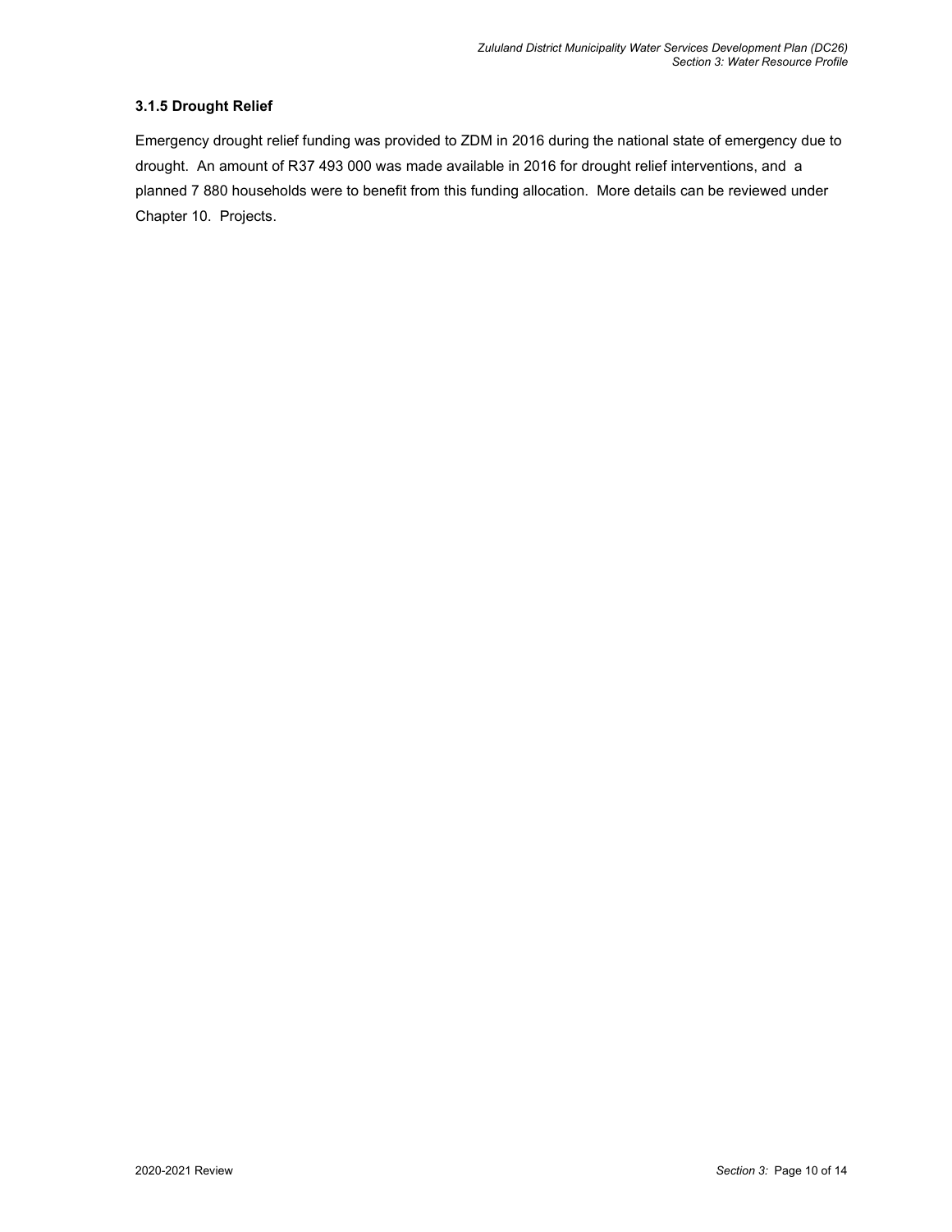### 3.1.5 Drought Relief

Emergency drought relief funding was provided to ZDM in 2016 during the national state of emergency due to drought. An amount of R37 493 000 was made available in 2016 for drought relief interventions, and a planned 7 880 households were to benefit from this funding allocation. More details can be reviewed under Chapter 10. Projects.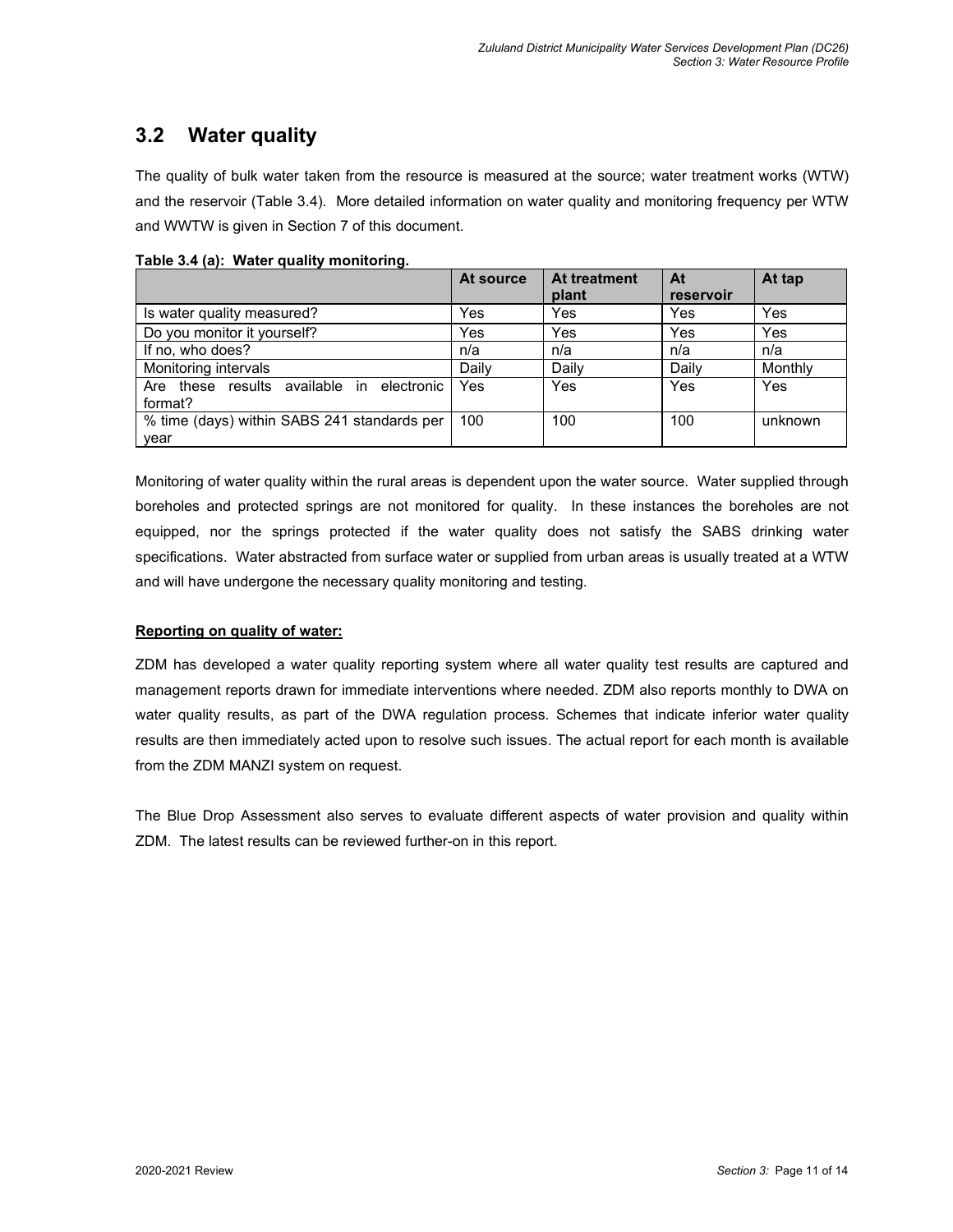## 3.2 Water quality

The quality of bulk water taken from the resource is measured at the source; water treatment works (WTW) and the reservoir (Table 3.4). More detailed information on water quality and monitoring frequency per WTW and WWTW is given in Section 7 of this document.

**Table 3.4 (a): Water quality monitoring.**

| | At source | At treatment plant | At reservoir | At tap |
|---|---|---|---|---|
| Is water quality measured? | Yes | Yes | Yes | Yes |
| Do you monitor it yourself? | Yes | Yes | Yes | Yes |
| If no, who does? | n/a | n/a | n/a | n/a |
| Monitoring intervals | Daily | Daily | Daily | Monthly |
| Are these results available in electronic format? | Yes | Yes | Yes | Yes |
| % time (days) within SABS 241 standards per year | 100 | 100 | 100 | unknown |

Monitoring of water quality within the rural areas is dependent upon the water source. Water supplied through boreholes and protected springs are not monitored for quality. In these instances the boreholes are not equipped, nor the springs protected if the water quality does not satisfy the SABS drinking water specifications. Water abstracted from surface water or supplied from urban areas is usually treated at a WTW and will have undergone the necessary quality monitoring and testing.

**Reporting on quality of water:**

ZDM has developed a water quality reporting system where all water quality test results are captured and management reports drawn for immediate interventions where needed. ZDM also reports monthly to DWA on water quality results, as part of the DWA regulation process. Schemes that indicate inferior water quality results are then immediately acted upon to resolve such issues. The actual report for each month is available from the ZDM MANZI system on request.

The Blue Drop Assessment also serves to evaluate different aspects of water provision and quality within ZDM. The latest results can be reviewed further-on in this report.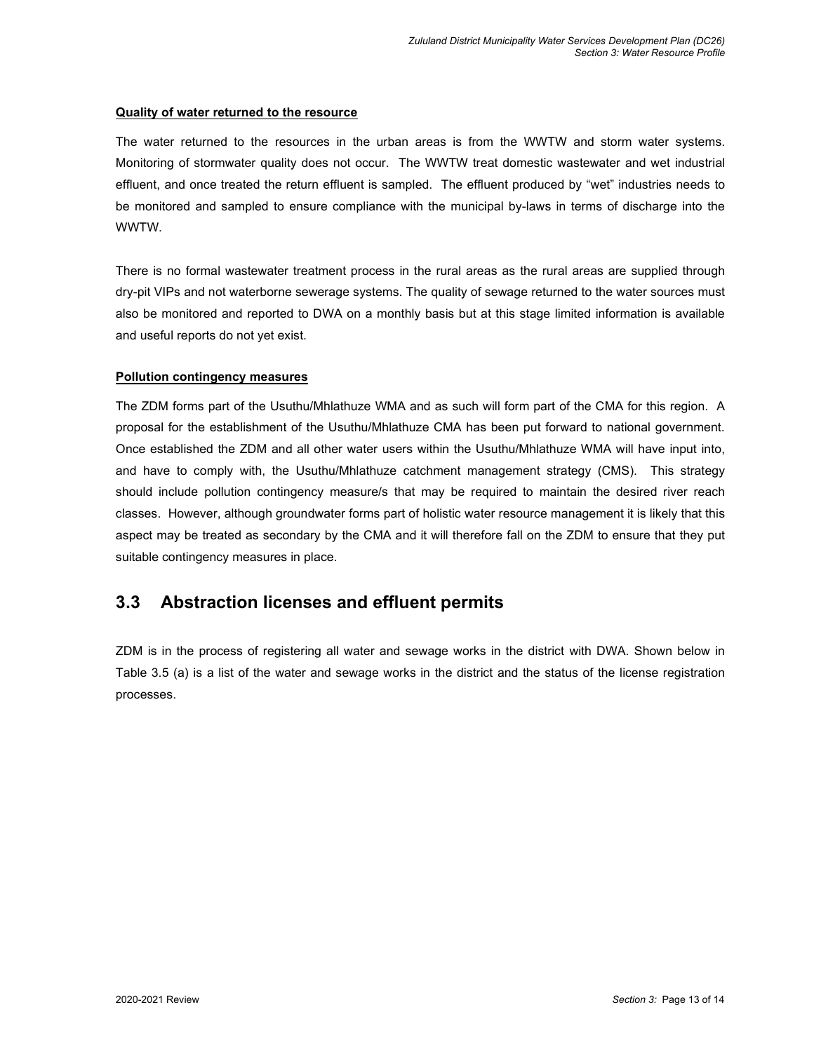**Quality of water returned to the resource**

The water returned to the resources in the urban areas is from the WWTW and storm water systems. Monitoring of stormwater quality does not occur. The WWTW treat domestic wastewater and wet industrial effluent, and once treated the return effluent is sampled. The effluent produced by "wet" industries needs to be monitored and sampled to ensure compliance with the municipal by-laws in terms of discharge into the WWTW.

There is no formal wastewater treatment process in the rural areas as the rural areas are supplied through dry-pit VIPs and not waterborne sewerage systems. The quality of sewage returned to the water sources must also be monitored and reported to DWA on a monthly basis but at this stage limited information is available and useful reports do not yet exist.

**Pollution contingency measures**

The ZDM forms part of the Usuthu/Mhlathuze WMA and as such will form part of the CMA for this region. A proposal for the establishment of the Usuthu/Mhlathuze CMA has been put forward to national government. Once established the ZDM and all other water users within the Usuthu/Mhlathuze WMA will have input into, and have to comply with, the Usuthu/Mhlathuze catchment management strategy (CMS). This strategy should include pollution contingency measure/s that may be required to maintain the desired river reach classes. However, although groundwater forms part of holistic water resource management it is likely that this aspect may be treated as secondary by the CMA and it will therefore fall on the ZDM to ensure that they put suitable contingency measures in place.

## 3.3 Abstraction licenses and effluent permits

ZDM is in the process of registering all water and sewage works in the district with DWA. Shown below in Table 3.5 (a) is a list of the water and sewage works in the district and the status of the license registration processes.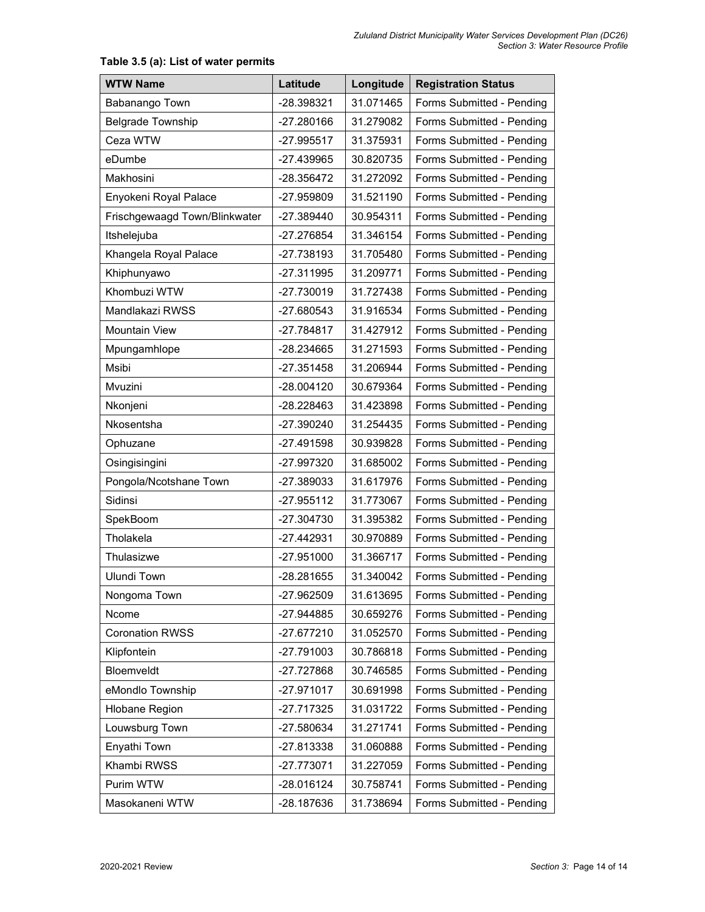**Table 3.5 (a): List of water permits**

| WTW Name | Latitude | Longitude | Registration Status |
|---|---|---|---|
| Babanango Town | -28.398321 | 31.071465 | Forms Submitted - Pending |
| Belgrade Township | -27.280166 | 31.279082 | Forms Submitted - Pending |
| Ceza WTW | -27.995517 | 31.375931 | Forms Submitted - Pending |
| eDumbe | -27.439965 | 30.820735 | Forms Submitted - Pending |
| Makhosini | -28.356472 | 31.272092 | Forms Submitted - Pending |
| Enyokeni Royal Palace | -27.959809 | 31.521190 | Forms Submitted - Pending |
| Frischgewaagd Town/Blinkwater | -27.389440 | 30.954311 | Forms Submitted - Pending |
| Itshelejuba | -27.276854 | 31.346154 | Forms Submitted - Pending |
| Khangela Royal Palace | -27.738193 | 31.705480 | Forms Submitted - Pending |
| Khiphunyawo | -27.311995 | 31.209771 | Forms Submitted - Pending |
| Khombuzi WTW | -27.730019 | 31.727438 | Forms Submitted - Pending |
| Mandlakazi RWSS | -27.680543 | 31.916534 | Forms Submitted - Pending |
| Mountain View | -27.784817 | 31.427912 | Forms Submitted - Pending |
| Mpungamhlope | -28.234665 | 31.271593 | Forms Submitted - Pending |
| Msibi | -27.351458 | 31.206944 | Forms Submitted - Pending |
| Mvuzini | -28.004120 | 30.679364 | Forms Submitted - Pending |
| Nkonjeni | -28.228463 | 31.423898 | Forms Submitted - Pending |
| Nkosentsha | -27.390240 | 31.254435 | Forms Submitted - Pending |
| Ophuzane | -27.491598 | 30.939828 | Forms Submitted - Pending |
| Osingisingini | -27.997320 | 31.685002 | Forms Submitted - Pending |
| Pongola/Ncotshane Town | -27.389033 | 31.617976 | Forms Submitted - Pending |
| Sidinsi | -27.955112 | 31.773067 | Forms Submitted - Pending |
| SpekBoom | -27.304730 | 31.395382 | Forms Submitted - Pending |
| Tholakela | -27.442931 | 30.970889 | Forms Submitted - Pending |
| Thulasizwe | -27.951000 | 31.366717 | Forms Submitted - Pending |
| Ulundi Town | -28.281655 | 31.340042 | Forms Submitted - Pending |
| Nongoma Town | -27.962509 | 31.613695 | Forms Submitted - Pending |
| Ncome | -27.944885 | 30.659276 | Forms Submitted - Pending |
| Coronation RWSS | -27.677210 | 31.052570 | Forms Submitted - Pending |
| Klipfontein | -27.791003 | 30.786818 | Forms Submitted - Pending |
| Bloemveldt | -27.727868 | 30.746585 | Forms Submitted - Pending |
| eMondlo Township | -27.971017 | 30.691998 | Forms Submitted - Pending |
| Hlobane Region | -27.717325 | 31.031722 | Forms Submitted - Pending |
| Louwsburg Town | -27.580634 | 31.271741 | Forms Submitted - Pending |
| Enyathi Town | -27.813338 | 31.060888 | Forms Submitted - Pending |
| Khambi RWSS | -27.773071 | 31.227059 | Forms Submitted - Pending |
| Purim WTW | -28.016124 | 30.758741 | Forms Submitted - Pending |
| Masokaneni WTW | -28.187636 | 31.738694 | Forms Submitted - Pending |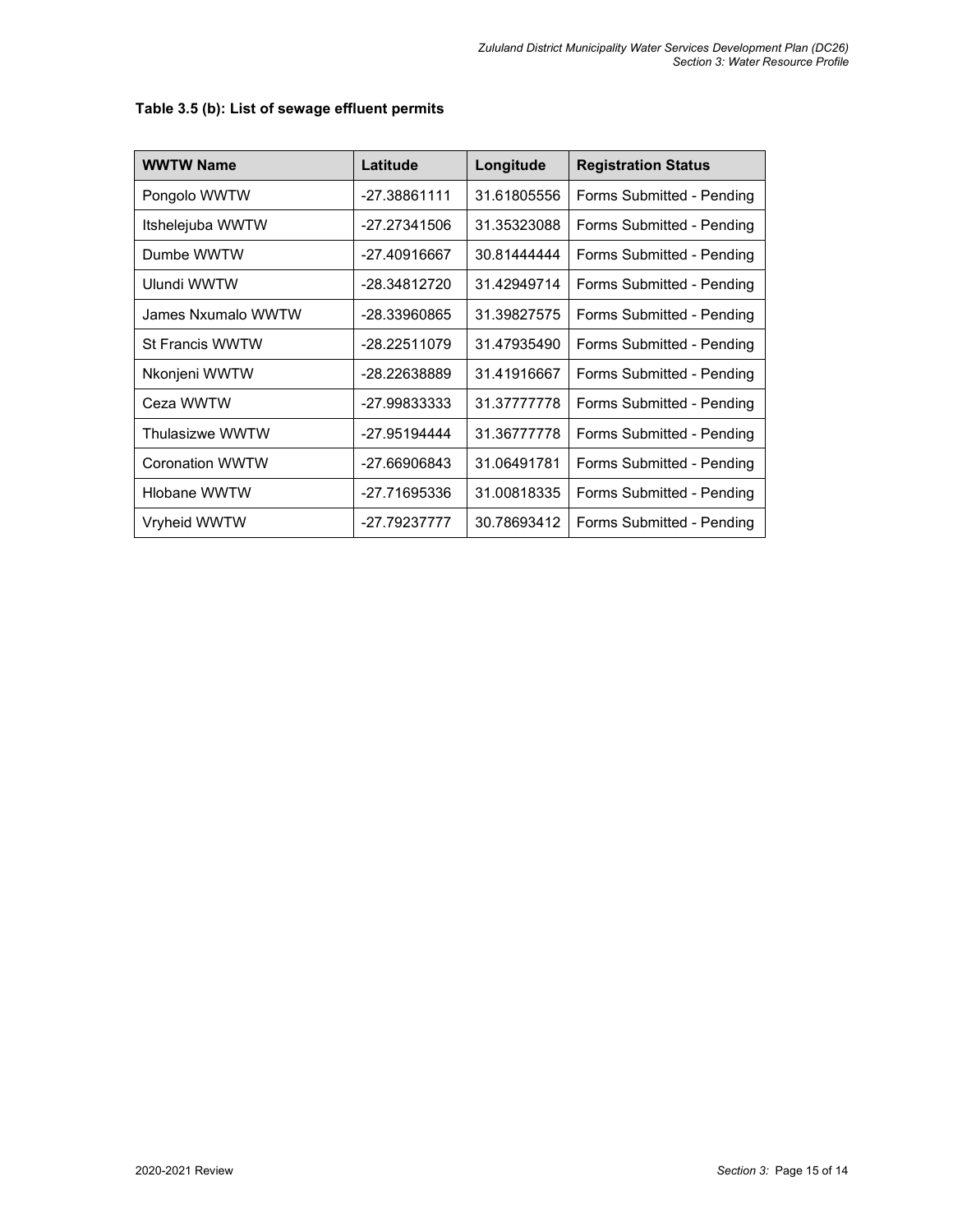**Table 3.5 (b): List of sewage effluent permits**

| WWTW Name | Latitude | Longitude | Registration Status |
|---|---|---|---|
| Pongolo WWTW | -27.38861111 | 31.61805556 | Forms Submitted - Pending |
| Itshelejuba WWTW | -27.27341506 | 31.35323088 | Forms Submitted - Pending |
| Dumbe WWTW | -27.40916667 | 30.81444444 | Forms Submitted - Pending |
| Ulundi WWTW | -28.34812720 | 31.42949714 | Forms Submitted - Pending |
| James Nxumalo WWTW | -28.33960865 | 31.39827575 | Forms Submitted - Pending |
| St Francis WWTW | -28.22511079 | 31.47935490 | Forms Submitted - Pending |
| Nkonjeni WWTW | -28.22638889 | 31.41916667 | Forms Submitted - Pending |
| Ceza WWTW | -27.99833333 | 31.37777778 | Forms Submitted - Pending |
| Thulasizwe WWTW | -27.95194444 | 31.36777778 | Forms Submitted - Pending |
| Coronation WWTW | -27.66906843 | 31.06491781 | Forms Submitted - Pending |
| Hlobane WWTW | -27.71695336 | 31.00818335 | Forms Submitted - Pending |
| Vryheid WWTW | -27.79237777 | 30.78693412 | Forms Submitted - Pending |